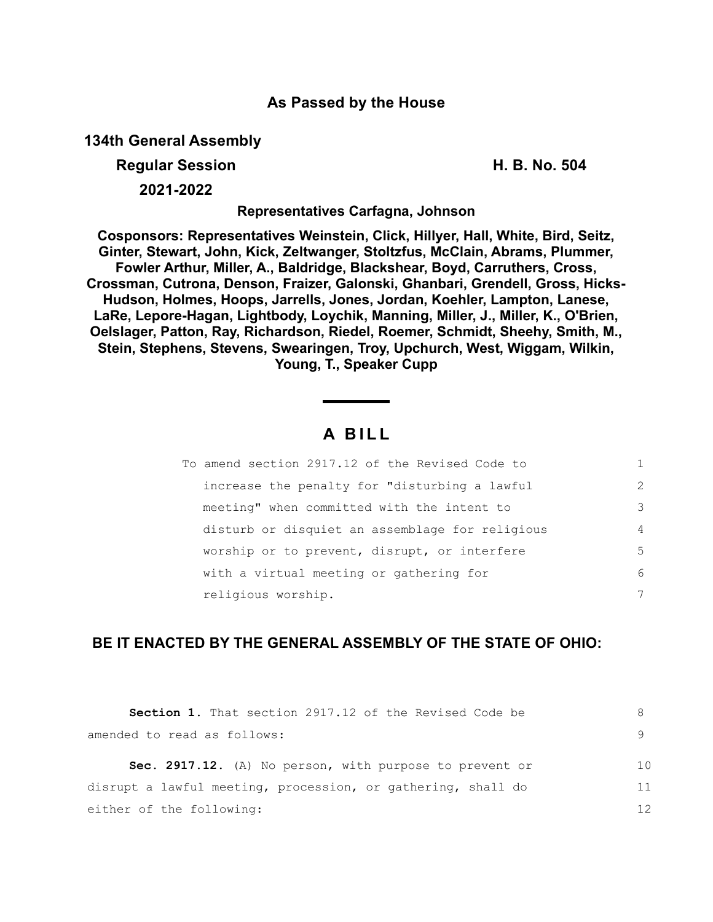**As Passed by the House**

**134th General Assembly**

**Regular Session** **H. B. No. 504**

**2021-2022**

**Representatives Carfagna, Johnson**

**Cosponsors: Representatives Weinstein, Click, Hillyer, Hall, White, Bird, Seitz, Ginter, Stewart, John, Kick, Zeltwanger, Stoltzfus, McClain, Abrams, Plummer, Fowler Arthur, Miller, A., Baldridge, Blackshear, Boyd, Carruthers, Cross, Crossman, Cutrona, Denson, Fraizer, Galonski, Ghanbari, Grendell, Gross, Hicks-Hudson, Holmes, Hoops, Jarrells, Jones, Jordan, Koehler, Lampton, Lanese, LaRe, Lepore-Hagan, Lightbody, Loychik, Manning, Miller, J., Miller, K., O'Brien, Oelslager, Patton, Ray, Richardson, Riedel, Roemer, Schmidt, Sheehy, Smith, M., Stein, Stephens, Stevens, Swearingen, Troy, Upchurch, West, Wiggam, Wilkin, Young, T., Speaker Cupp**

# A BILL

To amend section 2917.12 of the Revised Code to increase the penalty for "disturbing a lawful meeting" when committed with the intent to disturb or disquiet an assemblage for religious worship or to prevent, disrupt, or interfere with a virtual meeting or gathering for religious worship.

**BE IT ENACTED BY THE GENERAL ASSEMBLY OF THE STATE OF OHIO:**

**Section 1.** That section 2917.12 of the Revised Code be amended to read as follows:

**Sec. 2917.12.** (A) No person, with purpose to prevent or disrupt a lawful meeting, procession, or gathering, shall do either of the following: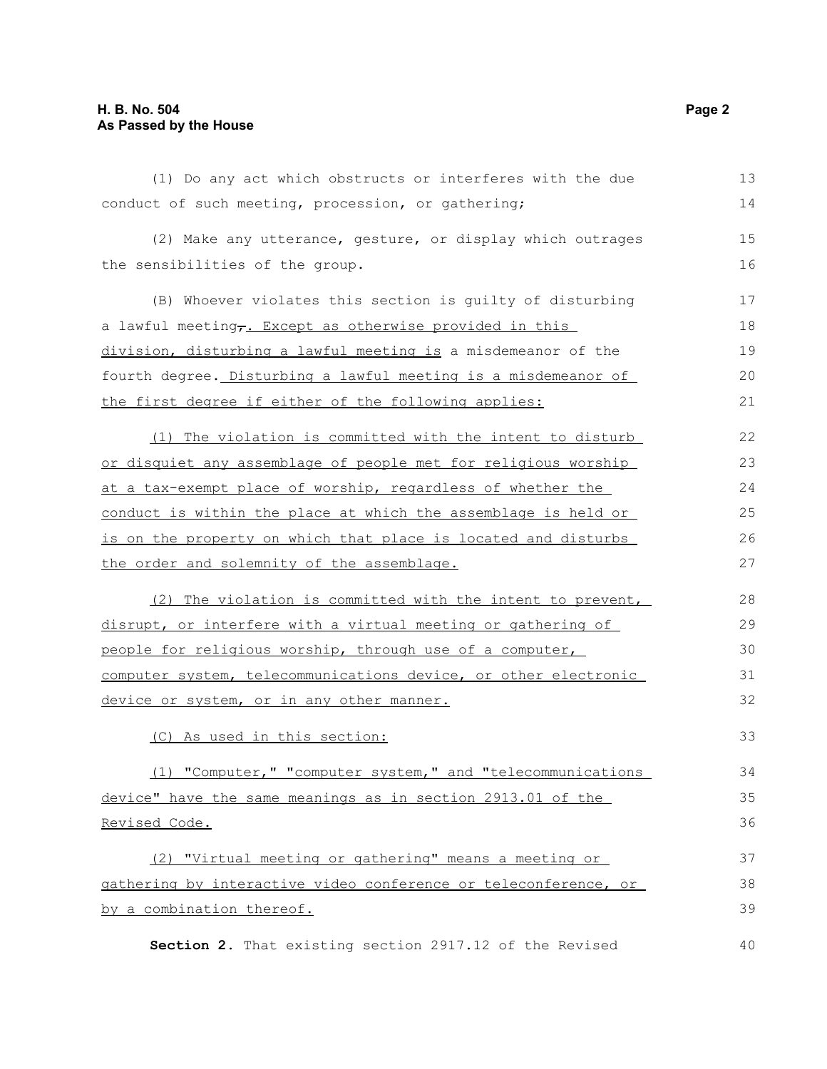(1) Do any act which obstructs or interferes with the due conduct of such meeting, procession, or gathering;

(2) Make any utterance, gesture, or display which outrages the sensibilities of the group.

(B) Whoever violates this section is guilty of disturbing a lawful meeting,. Except as otherwise provided in this division, disturbing a lawful meeting is a misdemeanor of the fourth degree. Disturbing a lawful meeting is a misdemeanor of the first degree if either of the following applies:

(1) The violation is committed with the intent to disturb or disquiet any assemblage of people met for religious worship at a tax-exempt place of worship, regardless of whether the conduct is within the place at which the assemblage is held or is on the property on which that place is located and disturbs the order and solemnity of the assemblage.

(2) The violation is committed with the intent to prevent, disrupt, or interfere with a virtual meeting or gathering of people for religious worship, through use of a computer, computer system, telecommunications device, or other electronic device or system, or in any other manner.

(C) As used in this section:

(1) "Computer," "computer system," and "telecommunications device" have the same meanings as in section 2913.01 of the Revised Code.

(2) "Virtual meeting or gathering" means a meeting or gathering by interactive video conference or teleconference, or by a combination thereof.

**Section 2.** That existing section 2917.12 of the Revised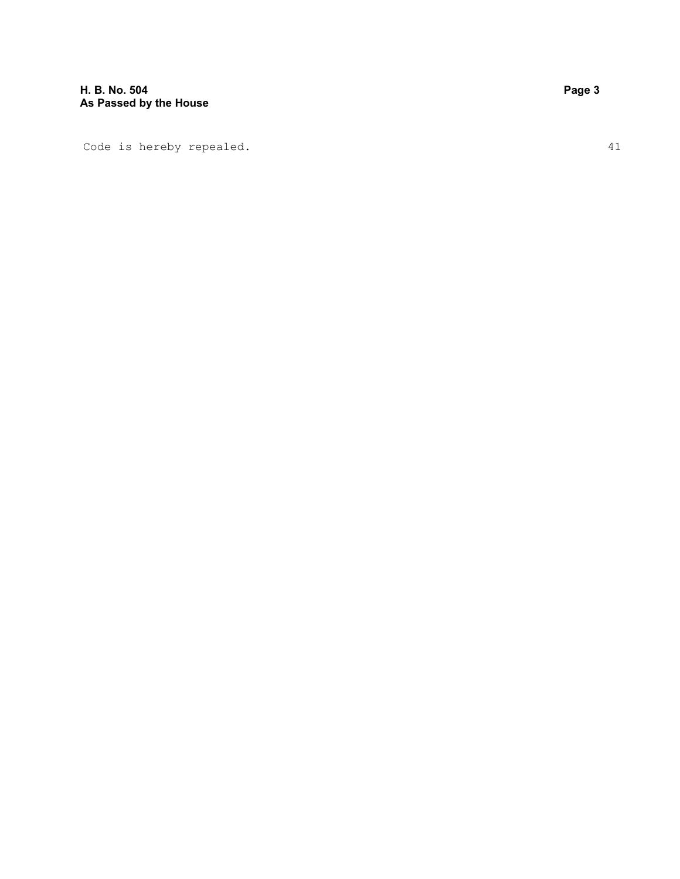Code is hereby repealed.